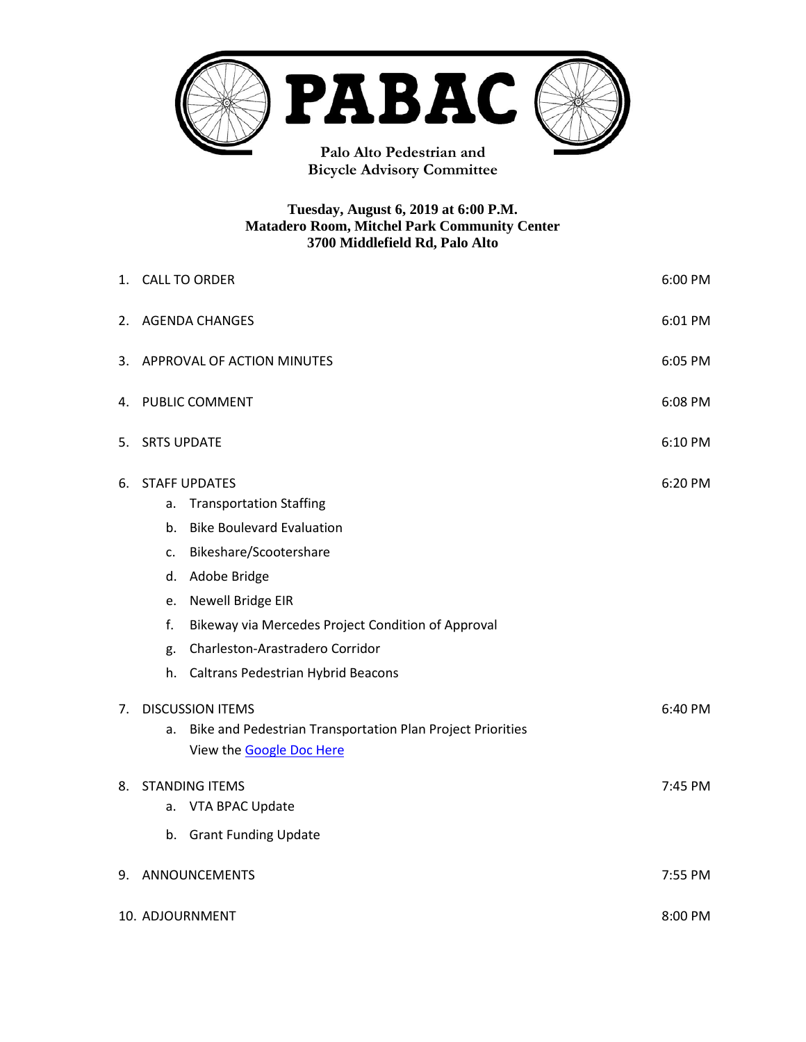# PABAC

**Palo Alto Pedestrian and Bicycle Advisory Committee**

**Tuesday, August 6, 2019 at 6:00 P.M.**
**Matadero Room, Mitchel Park Community Center**
**3700 Middlefield Rd, Palo Alto**

| | | |
|---|---|---|
| 1. | CALL TO ORDER | 6:00 PM |
| 2. | AGENDA CHANGES | 6:01 PM |
| 3. | APPROVAL OF ACTION MINUTES | 6:05 PM |
| 4. | PUBLIC COMMENT | 6:08 PM |
| 5. | SRTS UPDATE | 6:10 PM |
| 6. | STAFF UPDATES | 6:20 PM |
| | a. Transportation Staffing | |
| | b. Bike Boulevard Evaluation | |
| | c. Bikeshare/Scootershare | |
| | d. Adobe Bridge | |
| | e. Newell Bridge EIR | |
| | f. Bikeway via Mercedes Project Condition of Approval | |
| | g. Charleston-Arastradero Corridor | |
| | h. Caltrans Pedestrian Hybrid Beacons | |
| 7. | DISCUSSION ITEMS | 6:40 PM |
| | a. Bike and Pedestrian Transportation Plan Project Priorities<br>View the [Google Doc Here]() | |
| 8. | STANDING ITEMS | 7:45 PM |
| | a. VTA BPAC Update | |
| | b. Grant Funding Update | |
| 9. | ANNOUNCEMENTS | 7:55 PM |
| 10. | ADJOURNMENT | 8:00 PM |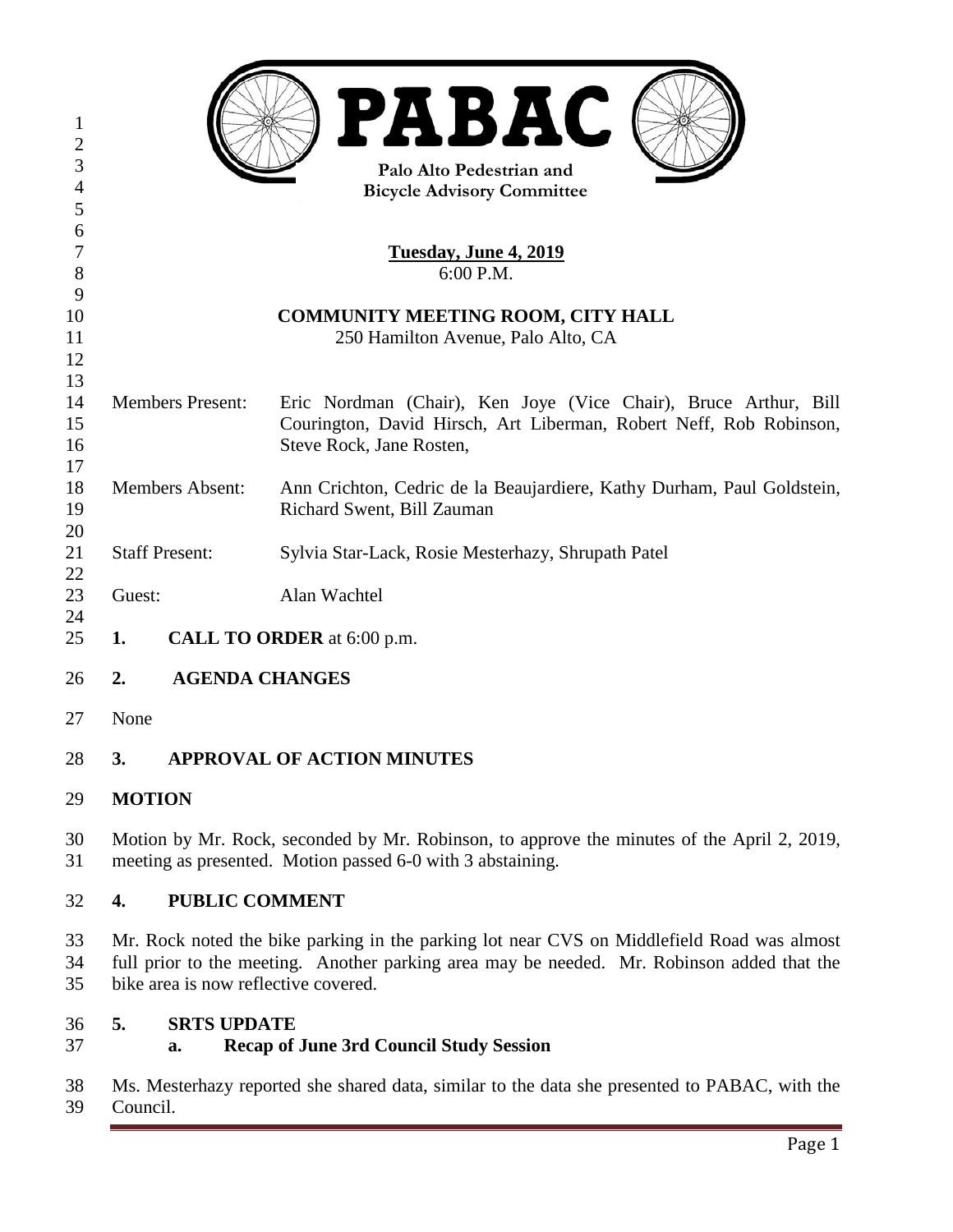# PABAC

**Palo Alto Pedestrian and Bicycle Advisory Committee**

**Tuesday, June 4, 2019**
6:00 P.M.

**COMMUNITY MEETING ROOM, CITY HALL**
250 Hamilton Avenue, Palo Alto, CA

| | |
|---|---|
| Members Present: | Eric Nordman (Chair), Ken Joye (Vice Chair), Bruce Arthur, Bill Courington, David Hirsch, Art Liberman, Robert Neff, Rob Robinson, Steve Rock, Jane Rosten, |
| Members Absent: | Ann Crichton, Cedric de la Beaujardiere, Kathy Durham, Paul Goldstein, Richard Swent, Bill Zauman |
| Staff Present: | Sylvia Star-Lack, Rosie Mesterhazy, Shrupath Patel |
| Guest: | Alan Wachtel |

## 1. CALL TO ORDER at 6:00 p.m.

## 2. AGENDA CHANGES

None

## 3. APPROVAL OF ACTION MINUTES

**MOTION**

Motion by Mr. Rock, seconded by Mr. Robinson, to approve the minutes of the April 2, 2019, meeting as presented. Motion passed 6-0 with 3 abstaining.

## 4. PUBLIC COMMENT

Mr. Rock noted the bike parking in the parking lot near CVS on Middlefield Road was almost full prior to the meeting. Another parking area may be needed. Mr. Robinson added that the bike area is now reflective covered.

## 5. SRTS UPDATE

### a. Recap of June 3rd Council Study Session

Ms. Mesterhazy reported she shared data, similar to the data she presented to PABAC, with the Council.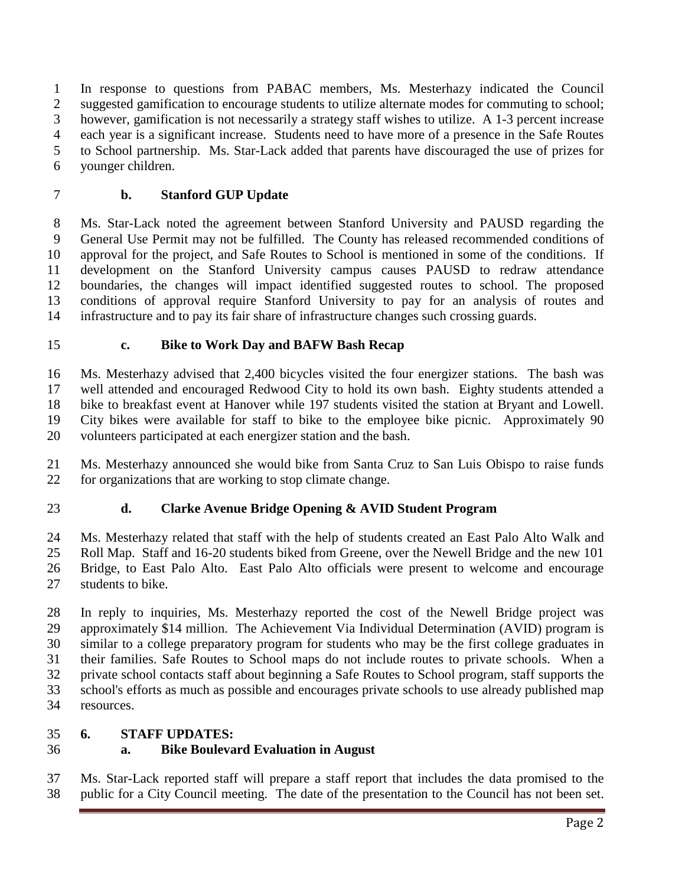In response to questions from PABAC members, Ms. Mesterhazy indicated the Council suggested gamification to encourage students to utilize alternate modes for commuting to school; however, gamification is not necessarily a strategy staff wishes to utilize. A 1-3 percent increase each year is a significant increase. Students need to have more of a presence in the Safe Routes to School partnership. Ms. Star-Lack added that parents have discouraged the use of prizes for younger children.

**b. Stanford GUP Update**

Ms. Star-Lack noted the agreement between Stanford University and PAUSD regarding the General Use Permit may not be fulfilled. The County has released recommended conditions of approval for the project, and Safe Routes to School is mentioned in some of the conditions. If development on the Stanford University campus causes PAUSD to redraw attendance boundaries, the changes will impact identified suggested routes to school. The proposed conditions of approval require Stanford University to pay for an analysis of routes and infrastructure and to pay its fair share of infrastructure changes such crossing guards.

**c. Bike to Work Day and BAFW Bash Recap**

Ms. Mesterhazy advised that 2,400 bicycles visited the four energizer stations. The bash was well attended and encouraged Redwood City to hold its own bash. Eighty students attended a bike to breakfast event at Hanover while 197 students visited the station at Bryant and Lowell. City bikes were available for staff to bike to the employee bike picnic. Approximately 90 volunteers participated at each energizer station and the bash.

Ms. Mesterhazy announced she would bike from Santa Cruz to San Luis Obispo to raise funds for organizations that are working to stop climate change.

**d. Clarke Avenue Bridge Opening & AVID Student Program**

Ms. Mesterhazy related that staff with the help of students created an East Palo Alto Walk and Roll Map. Staff and 16-20 students biked from Greene, over the Newell Bridge and the new 101 Bridge, to East Palo Alto. East Palo Alto officials were present to welcome and encourage students to bike.

In reply to inquiries, Ms. Mesterhazy reported the cost of the Newell Bridge project was approximately $14 million. The Achievement Via Individual Determination (AVID) program is similar to a college preparatory program for students who may be the first college graduates in their families. Safe Routes to School maps do not include routes to private schools. When a private school contacts staff about beginning a Safe Routes to School program, staff supports the school's efforts as much as possible and encourages private schools to use already published map resources.

**6. STAFF UPDATES:**

**a. Bike Boulevard Evaluation in August**

Ms. Star-Lack reported staff will prepare a staff report that includes the data promised to the public for a City Council meeting. The date of the presentation to the Council has not been set.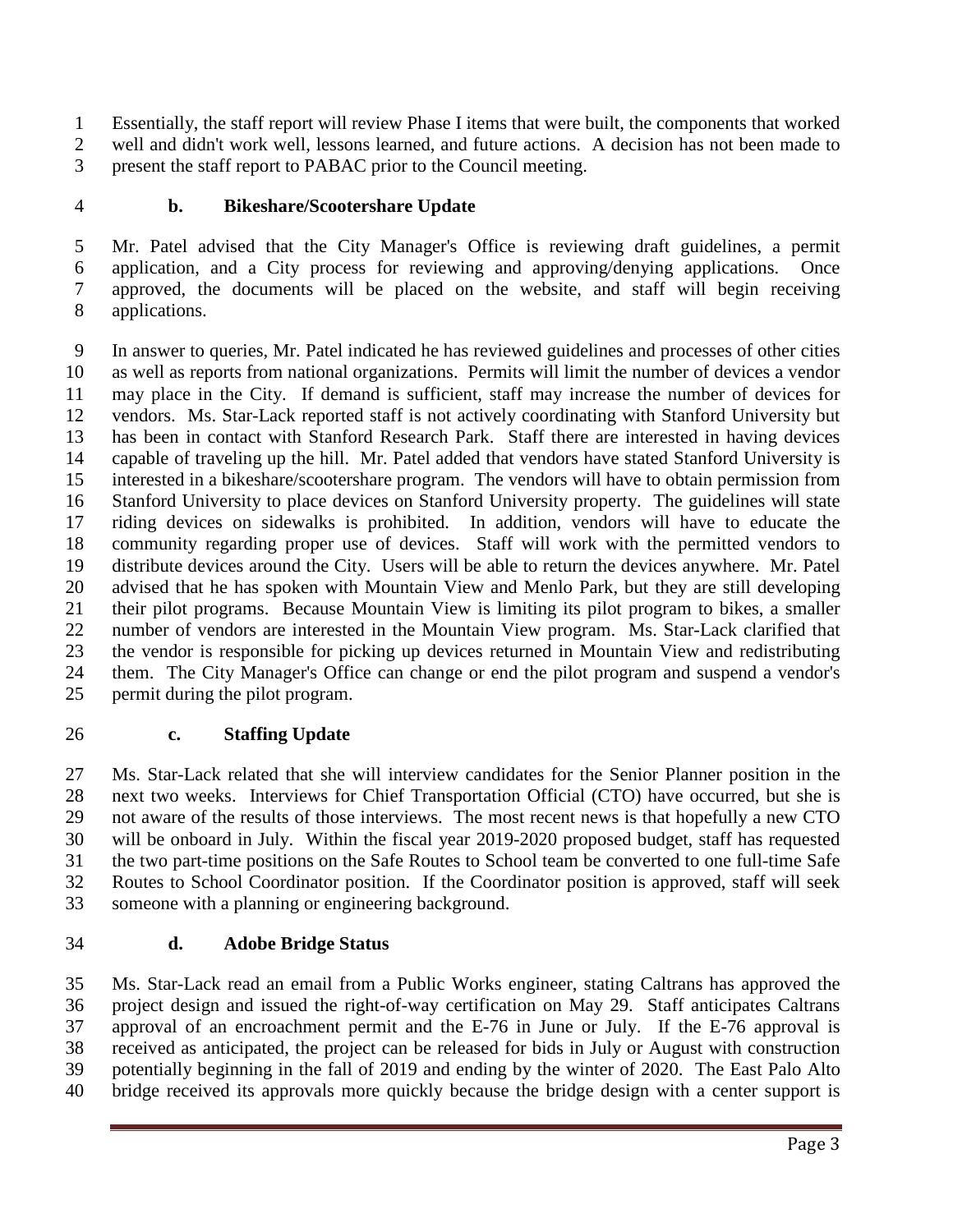Essentially, the staff report will review Phase I items that were built, the components that worked well and didn't work well, lessons learned, and future actions. A decision has not been made to present the staff report to PABAC prior to the Council meeting.

**b. Bikeshare/Scootershare Update**

Mr. Patel advised that the City Manager's Office is reviewing draft guidelines, a permit application, and a City process for reviewing and approving/denying applications. Once approved, the documents will be placed on the website, and staff will begin receiving applications.

In answer to queries, Mr. Patel indicated he has reviewed guidelines and processes of other cities as well as reports from national organizations. Permits will limit the number of devices a vendor may place in the City. If demand is sufficient, staff may increase the number of devices for vendors. Ms. Star-Lack reported staff is not actively coordinating with Stanford University but has been in contact with Stanford Research Park. Staff there are interested in having devices capable of traveling up the hill. Mr. Patel added that vendors have stated Stanford University is interested in a bikeshare/scootershare program. The vendors will have to obtain permission from Stanford University to place devices on Stanford University property. The guidelines will state riding devices on sidewalks is prohibited. In addition, vendors will have to educate the community regarding proper use of devices. Staff will work with the permitted vendors to distribute devices around the City. Users will be able to return the devices anywhere. Mr. Patel advised that he has spoken with Mountain View and Menlo Park, but they are still developing their pilot programs. Because Mountain View is limiting its pilot program to bikes, a smaller number of vendors are interested in the Mountain View program. Ms. Star-Lack clarified that the vendor is responsible for picking up devices returned in Mountain View and redistributing them. The City Manager's Office can change or end the pilot program and suspend a vendor's permit during the pilot program.

**c. Staffing Update**

Ms. Star-Lack related that she will interview candidates for the Senior Planner position in the next two weeks. Interviews for Chief Transportation Official (CTO) have occurred, but she is not aware of the results of those interviews. The most recent news is that hopefully a new CTO will be onboard in July. Within the fiscal year 2019-2020 proposed budget, staff has requested the two part-time positions on the Safe Routes to School team be converted to one full-time Safe Routes to School Coordinator position. If the Coordinator position is approved, staff will seek someone with a planning or engineering background.

**d. Adobe Bridge Status**

Ms. Star-Lack read an email from a Public Works engineer, stating Caltrans has approved the project design and issued the right-of-way certification on May 29. Staff anticipates Caltrans approval of an encroachment permit and the E-76 in June or July. If the E-76 approval is received as anticipated, the project can be released for bids in July or August with construction potentially beginning in the fall of 2019 and ending by the winter of 2020. The East Palo Alto bridge received its approvals more quickly because the bridge design with a center support is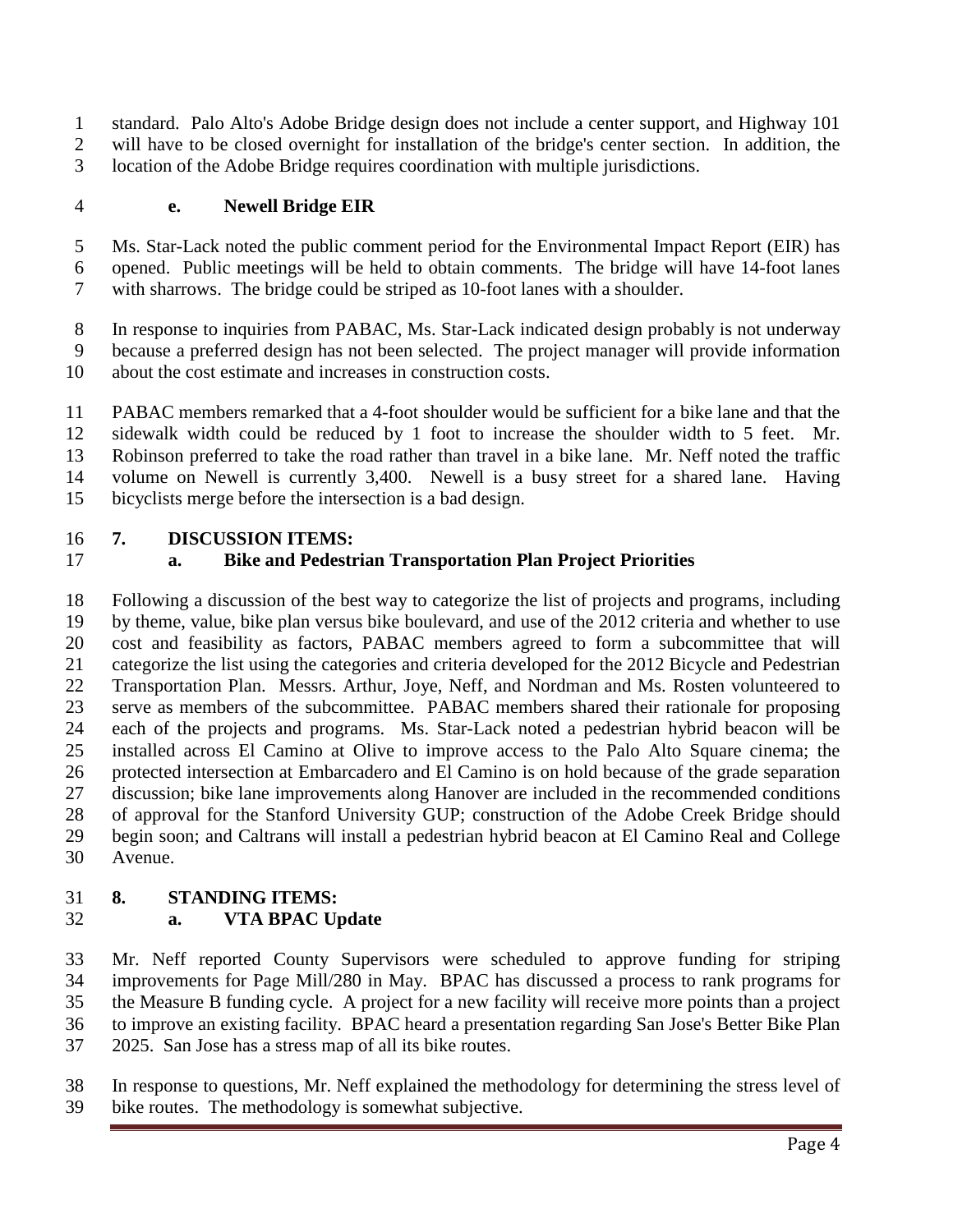standard. Palo Alto's Adobe Bridge design does not include a center support, and Highway 101 will have to be closed overnight for installation of the bridge's center section. In addition, the location of the Adobe Bridge requires coordination with multiple jurisdictions.

### e. Newell Bridge EIR

Ms. Star-Lack noted the public comment period for the Environmental Impact Report (EIR) has opened. Public meetings will be held to obtain comments. The bridge will have 14-foot lanes with sharrows. The bridge could be striped as 10-foot lanes with a shoulder.

In response to inquiries from PABAC, Ms. Star-Lack indicated design probably is not underway because a preferred design has not been selected. The project manager will provide information about the cost estimate and increases in construction costs.

PABAC members remarked that a 4-foot shoulder would be sufficient for a bike lane and that the sidewalk width could be reduced by 1 foot to increase the shoulder width to 5 feet. Mr. Robinson preferred to take the road rather than travel in a bike lane. Mr. Neff noted the traffic volume on Newell is currently 3,400. Newell is a busy street for a shared lane. Having bicyclists merge before the intersection is a bad design.

## 7. DISCUSSION ITEMS:

### a. Bike and Pedestrian Transportation Plan Project Priorities

Following a discussion of the best way to categorize the list of projects and programs, including by theme, value, bike plan versus bike boulevard, and use of the 2012 criteria and whether to use cost and feasibility as factors, PABAC members agreed to form a subcommittee that will categorize the list using the categories and criteria developed for the 2012 Bicycle and Pedestrian Transportation Plan. Messrs. Arthur, Joye, Neff, and Nordman and Ms. Rosten volunteered to serve as members of the subcommittee. PABAC members shared their rationale for proposing each of the projects and programs. Ms. Star-Lack noted a pedestrian hybrid beacon will be installed across El Camino at Olive to improve access to the Palo Alto Square cinema; the protected intersection at Embarcadero and El Camino is on hold because of the grade separation discussion; bike lane improvements along Hanover are included in the recommended conditions of approval for the Stanford University GUP; construction of the Adobe Creek Bridge should begin soon; and Caltrans will install a pedestrian hybrid beacon at El Camino Real and College Avenue.

## 8. STANDING ITEMS:

### a. VTA BPAC Update

Mr. Neff reported County Supervisors were scheduled to approve funding for striping improvements for Page Mill/280 in May. BPAC has discussed a process to rank programs for the Measure B funding cycle. A project for a new facility will receive more points than a project to improve an existing facility. BPAC heard a presentation regarding San Jose's Better Bike Plan 2025. San Jose has a stress map of all its bike routes.

In response to questions, Mr. Neff explained the methodology for determining the stress level of bike routes. The methodology is somewhat subjective.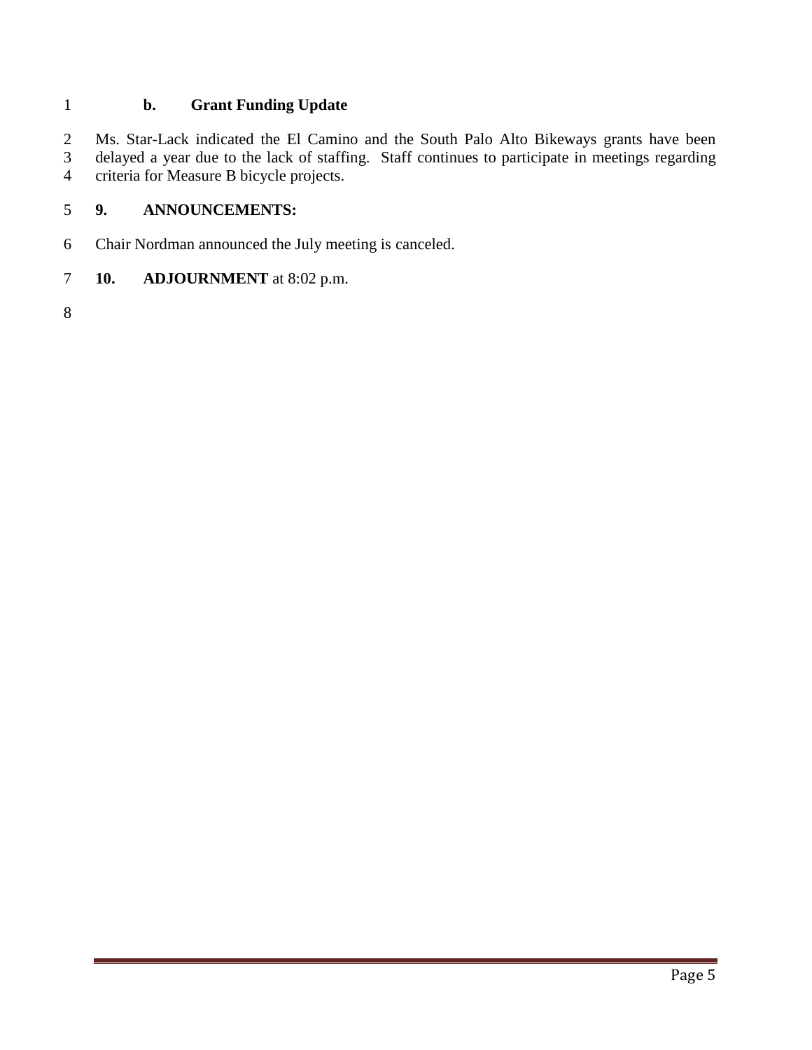**b. Grant Funding Update**

Ms. Star-Lack indicated the El Camino and the South Palo Alto Bikeways grants have been delayed a year due to the lack of staffing. Staff continues to participate in meetings regarding criteria for Measure B bicycle projects.

**9. ANNOUNCEMENTS:**

Chair Nordman announced the July meeting is canceled.

**10. ADJOURNMENT** at 8:02 p.m.